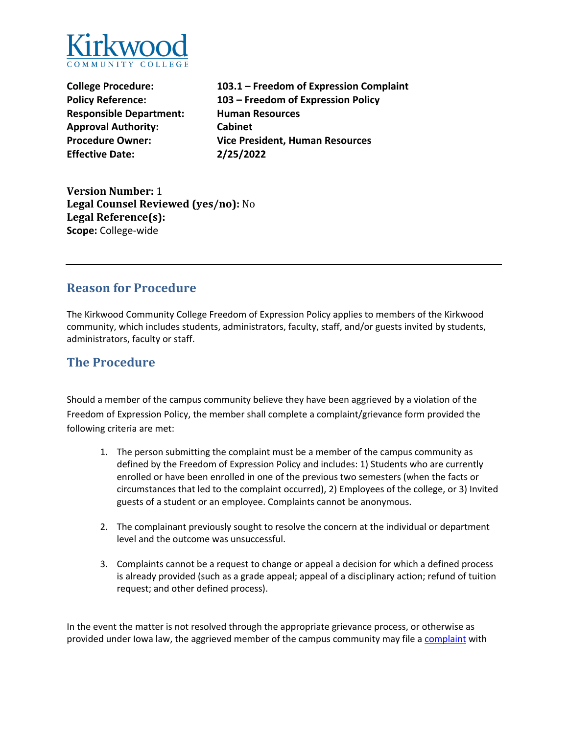Kirkwood COMMUNITY COLLEGE

**College Procedure:** **103.1 – Freedom of Expression Complaint**
**Policy Reference:** **103 – Freedom of Expression Policy**
**Responsible Department:** **Human Resources**
**Approval Authority:** **Cabinet**
**Procedure Owner:** **Vice President, Human Resources**
**Effective Date:** **2/25/2022**

**Version Number:** 1
**Legal Counsel Reviewed (yes/no):** No
**Legal Reference(s):**
**Scope:** College-wide

---

## Reason for Procedure

The Kirkwood Community College Freedom of Expression Policy applies to members of the Kirkwood community, which includes students, administrators, faculty, staff, and/or guests invited by students, administrators, faculty or staff.

## The Procedure

Should a member of the campus community believe they have been aggrieved by a violation of the Freedom of Expression Policy, the member shall complete a complaint/grievance form provided the following criteria are met:

1. The person submitting the complaint must be a member of the campus community as defined by the Freedom of Expression Policy and includes: 1) Students who are currently enrolled or have been enrolled in one of the previous two semesters (when the facts or circumstances that led to the complaint occurred), 2) Employees of the college, or 3) Invited guests of a student or an employee. Complaints cannot be anonymous.

2. The complainant previously sought to resolve the concern at the individual or department level and the outcome was unsuccessful.

3. Complaints cannot be a request to change or appeal a decision for which a defined process is already provided (such as a grade appeal; appeal of a disciplinary action; refund of tuition request; and other defined process).

In the event the matter is not resolved through the appropriate grievance process, or otherwise as provided under Iowa law, the aggrieved member of the campus community may file a complaint with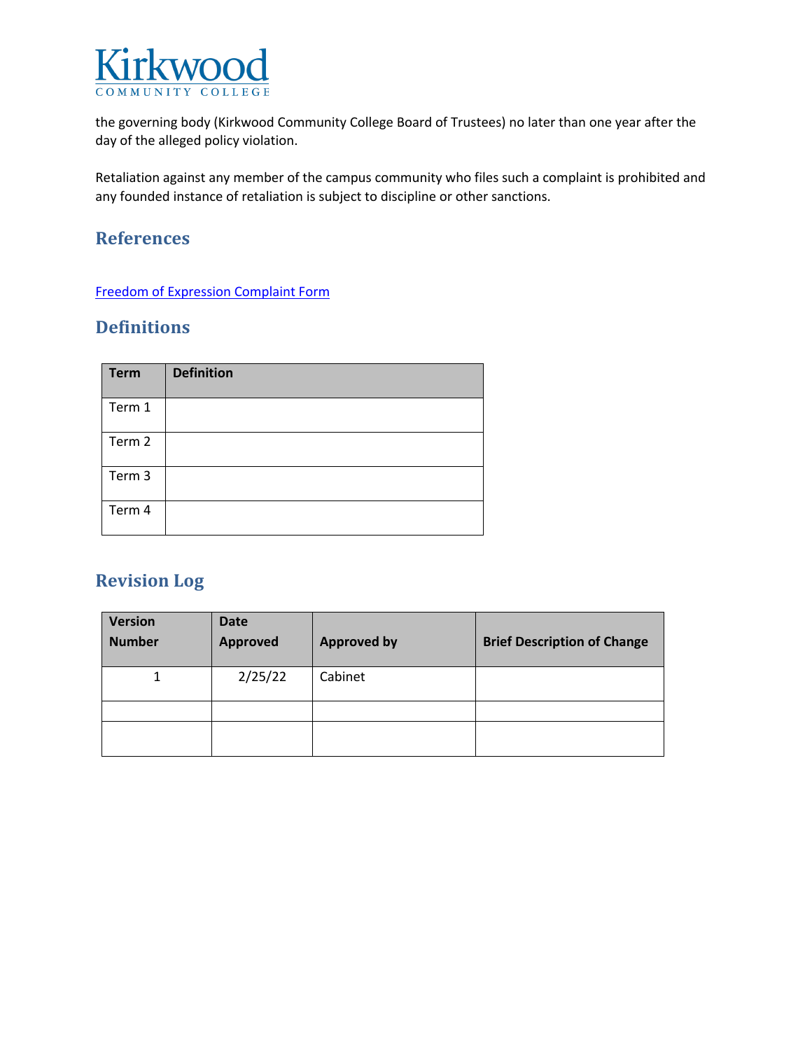the governing body (Kirkwood Community College Board of Trustees) no later than one year after the day of the alleged policy violation.

Retaliation against any member of the campus community who files such a complaint is prohibited and any founded instance of retaliation is subject to discipline or other sanctions.

## References

[Freedom of Expression Complaint Form]

## Definitions

| Term | Definition |
|---|---|
| Term 1 | |
| Term 2 | |
| Term 3 | |
| Term 4 | |

## Revision Log

| Version Number | Date Approved | Approved by | Brief Description of Change |
|---|---|---|---|
| 1 | 2/25/22 | Cabinet | |
| | | | |
| | | | |